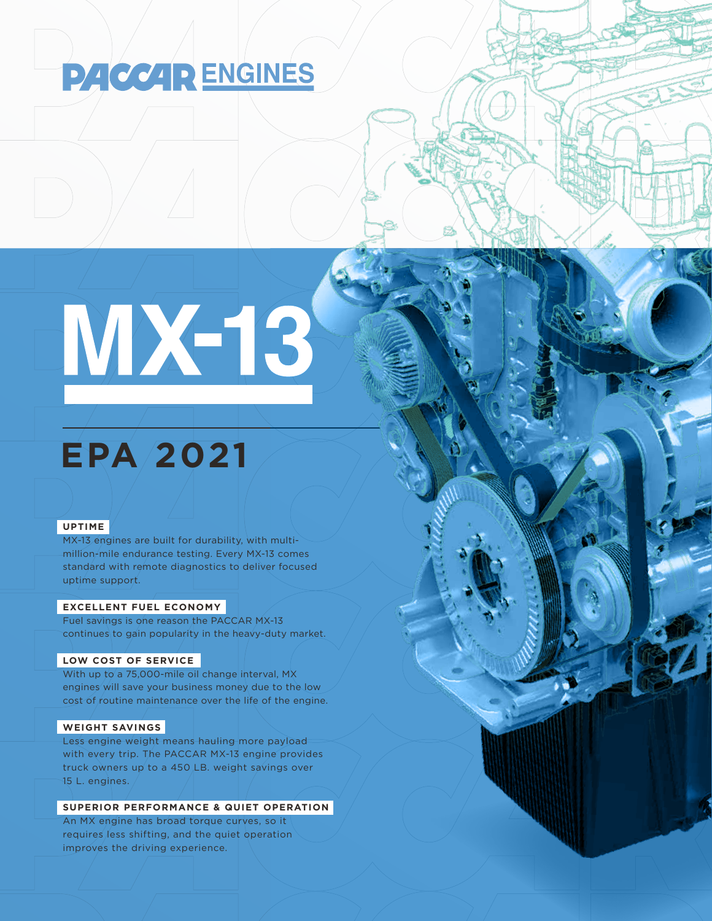# PACCAR ENGINES

# MX-13

## EPA 2021

### UPTIME

MX-13 engines are built for durability, with multi-million-mile endurance testing. Every MX-13 comes standard with remote diagnostics to deliver focused uptime support.

### EXCELLENT FUEL ECONOMY

Fuel savings is one reason the PACCAR MX-13 continues to gain popularity in the heavy-duty market.

### LOW COST OF SERVICE

With up to a 75,000-mile oil change interval, MX engines will save your business money due to the low cost of routine maintenance over the life of the engine.

### WEIGHT SAVINGS

Less engine weight means hauling more payload with every trip. The PACCAR MX-13 engine provides truck owners up to a 450 LB. weight savings over 15 L. engines.

### SUPERIOR PERFORMANCE & QUIET OPERATION

An MX engine has broad torque curves, so it requires less shifting, and the quiet operation improves the driving experience.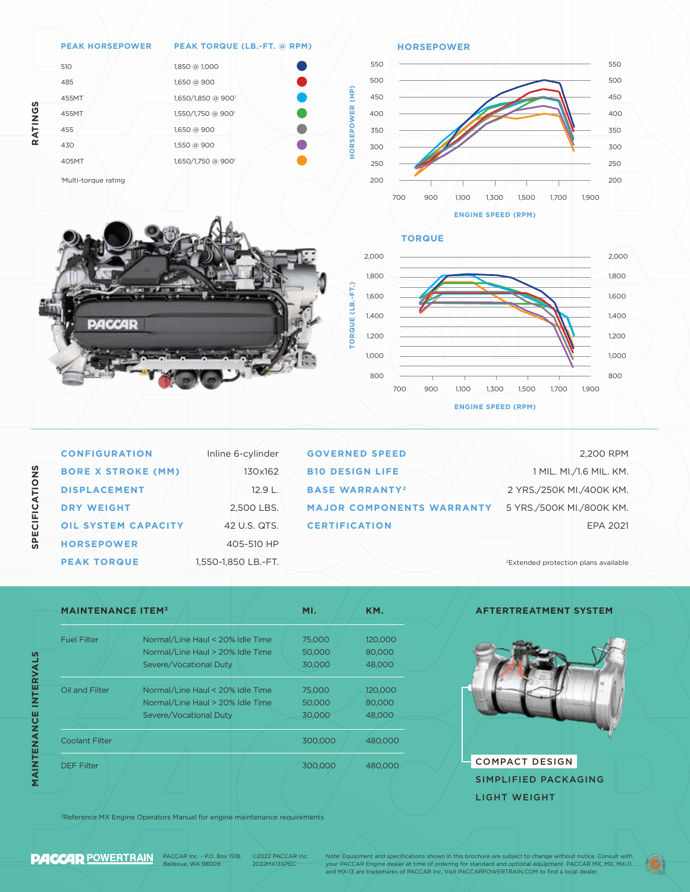## RATINGS

| PEAK HORSEPOWER | PEAK TORQUE (LB.-FT. @ RPM) |
|---|---|
| 510 | 1,850 @ 1,000 |
| 485 | 1,650 @ 900 |
| 455MT | 1,650/1,850 @ 900[1] |
| 455MT | 1,550/1,750 @ 900[1] |
| 455 | 1,650 @ 900 |
| 430 | 1,550 @ 900 |
| 405MT | 1,650/1,750 @ 900[1] |

[1]Multi-torque rating

### HORSEPOWER

HORSEPOWER (HP)

550
500
450
400
350
300
250
200

700 900 1,100 1,300 1,500 1,700 1,900

ENGINE SPEED (RPM)

### TORQUE

TORQUE (LB.-FT.)

2,000
1,800
1,600
1,400
1,200
1,000
800

700 900 1,100 1,300 1,500 1,700 1,900

ENGINE SPEED (RPM)

## SPECIFICATIONS

| | |
|---|---|
| CONFIGURATION | Inline 6-cylinder |
| BORE X STROKE (MM) | 130x162 |
| DISPLACEMENT | 12.9 L. |
| DRY WEIGHT | 2,500 LBS. |
| OIL SYSTEM CAPACITY | 42 U.S. QTS. |
| HORSEPOWER | 405-510 HP |
| PEAK TORQUE | 1,550-1,850 LB.-FT. |
| GOVERNED SPEED | 2,200 RPM |
| B10 DESIGN LIFE | 1 MIL. MI./1.6 MIL. KM. |
| BASE WARRANTY[2] | 2 YRS./250K MI./400K KM. |
| MAJOR COMPONENTS WARRANTY | 5 YRS./500K MI./800K KM. |
| CERTIFICATION | EPA 2021 |

[2]Extended protection plans available

## MAINTENANCE INTERVALS

| MAINTENANCE ITEM[3] | | MI. | KM. |
|---|---|---|---|
| Fuel Filter | Normal/Line Haul < 20% Idle Time | 75,000 | 120,000 |
| | Normal/Line Haul > 20% Idle Time | 50,000 | 80,000 |
| | Severe/Vocational Duty | 30,000 | 48,000 |
| Oil and Filter | Normal/Line Haul < 20% Idle Time | 75,000 | 120,000 |
| | Normal/Line Haul > 20% Idle Time | 50,000 | 80,000 |
| | Severe/Vocational Duty | 30,000 | 48,000 |
| Coolant Filter | | 300,000 | 480,000 |
| DEF Filter | | 300,000 | 480,000 |

[3]Reference MX Engine Operators Manual for engine maintenance requirements

## AFTERTREATMENT SYSTEM

COMPACT DESIGN
SIMPLIFIED PACKAGING
LIGHT WEIGHT

PACCAR POWERTRAIN

PACCAR Inc. - P.O. Box 1518, Bellevue, WA 98009

©2022 PACCAR Inc. 2022MX13SPEC

Note: Equipment and specifications shown in this brochure are subject to change without notice. Consult with your PACCAR Engine dealer at time of ordering for standard and optional equipment. PACCAR MX, MX, MX-11, and MX-13 are trademarks of PACCAR Inc. Visit PACCARPOWERTRAIN.COM to find a local dealer.